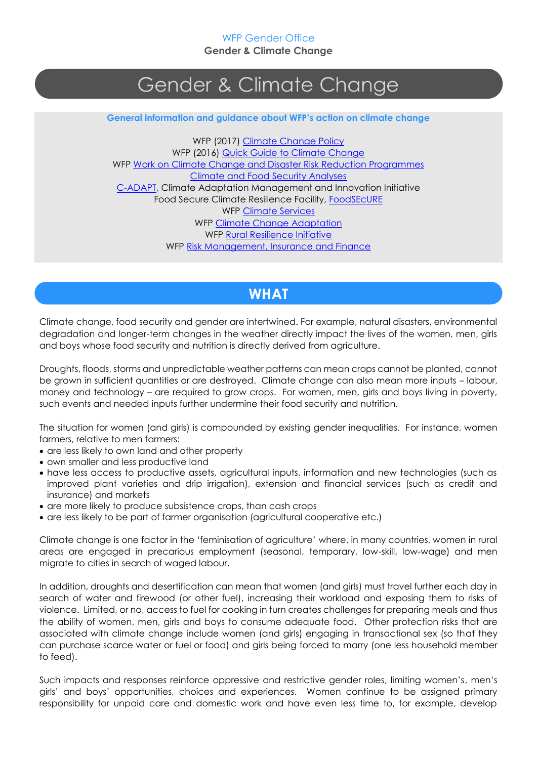# Gender & Climate Change

**General information and guidance about WFP's action on climate change**

WFP (2017) Climate Change Policy
WFP (2016) Quick Guide to Climate Change
WFP Work on Climate Change and Disaster Risk Reduction Programmes
Climate and Food Security Analyses
C-ADAPT, Climate Adaptation Management and Innovation Initiative
Food Secure Climate Resilience Facility, FoodSECuRE
WFP Climate Services
WFP Climate Change Adaptation
WFP Rural Resilience Initiative
WFP Risk Management, Insurance and Finance

## WHAT

Climate change, food security and gender are intertwined. For example, natural disasters, environmental degradation and longer-term changes in the weather directly impact the lives of the women, men, girls and boys whose food security and nutrition is directly derived from agriculture.

Droughts, floods, storms and unpredictable weather patterns can mean crops cannot be planted, cannot be grown in sufficient quantities or are destroyed. Climate change can also mean more inputs – labour, money and technology – are required to grow crops. For women, men, girls and boys living in poverty, such events and needed inputs further undermine their food security and nutrition.

The situation for women (and girls) is compounded by existing gender inequalities. For instance, women farmers, relative to men farmers:

- are less likely to own land and other property
- own smaller and less productive land
- have less access to productive assets, agricultural inputs, information and new technologies (such as improved plant varieties and drip irrigation), extension and financial services (such as credit and insurance) and markets
- are more likely to produce subsistence crops, than cash crops
- are less likely to be part of farmer organisation (agricultural cooperative etc.)

Climate change is one factor in the 'feminisation of agriculture' where, in many countries, women in rural areas are engaged in precarious employment (seasonal, temporary, low-skill, low-wage) and men migrate to cities in search of waged labour.

In addition, droughts and desertification can mean that women (and girls) must travel further each day in search of water and firewood (or other fuel), increasing their workload and exposing them to risks of violence. Limited, or no, access to fuel for cooking in turn creates challenges for preparing meals and thus the ability of women, men, girls and boys to consume adequate food. Other protection risks that are associated with climate change include women (and girls) engaging in transactional sex (so that they can purchase scarce water or fuel or food) and girls being forced to marry (one less household member to feed).

Such impacts and responses reinforce oppressive and restrictive gender roles, limiting women's, men's girls' and boys' opportunities, choices and experiences. Women continue to be assigned primary responsibility for unpaid care and domestic work and have even less time to, for example, develop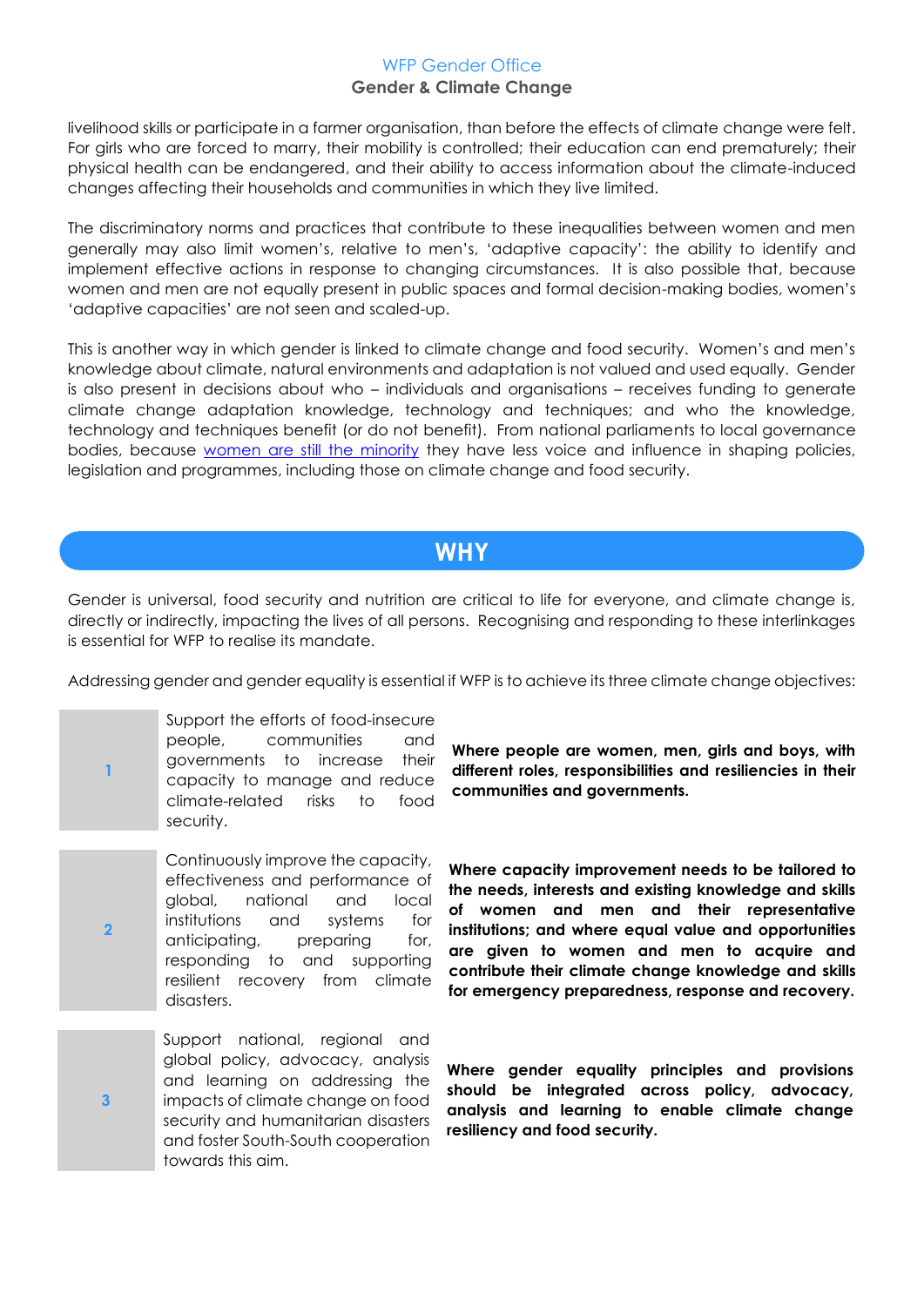livelihood skills or participate in a farmer organisation, than before the effects of climate change were felt. For girls who are forced to marry, their mobility is controlled; their education can end prematurely; their physical health can be endangered, and their ability to access information about the climate-induced changes affecting their households and communities in which they live limited.

The discriminatory norms and practices that contribute to these inequalities between women and men generally may also limit women's, relative to men's, 'adaptive capacity': the ability to identify and implement effective actions in response to changing circumstances. It is also possible that, because women and men are not equally present in public spaces and formal decision-making bodies, women's 'adaptive capacities' are not seen and scaled-up.

This is another way in which gender is linked to climate change and food security. Women's and men's knowledge about climate, natural environments and adaptation is not valued and used equally. Gender is also present in decisions about who – individuals and organisations – receives funding to generate climate change adaptation knowledge, technology and techniques; and who the knowledge, technology and techniques benefit (or do not benefit). From national parliaments to local governance bodies, because women are still the minority they have less voice and influence in shaping policies, legislation and programmes, including those on climate change and food security.

## WHY

Gender is universal, food security and nutrition are critical to life for everyone, and climate change is, directly or indirectly, impacting the lives of all persons. Recognising and responding to these interlinkages is essential for WFP to realise its mandate.

Addressing gender and gender equality is essential if WFP is to achieve its three climate change objectives:

| | | |
|---|---|---|
| 1 | Support the efforts of food-insecure people, communities and governments to increase their capacity to manage and reduce climate-related risks to food security. | **Where people are women, men, girls and boys, with different roles, responsibilities and resiliencies in their communities and governments.** |
| 2 | Continuously improve the capacity, effectiveness and performance of global, national and local institutions and systems for anticipating, preparing for, responding to and supporting resilient recovery from climate disasters. | **Where capacity improvement needs to be tailored to the needs, interests and existing knowledge and skills of women and men and their representative institutions; and where equal value and opportunities are given to women and men to acquire and contribute their climate change knowledge and skills for emergency preparedness, response and recovery.** |
| 3 | Support national, regional and global policy, advocacy, analysis and learning on addressing the impacts of climate change on food security and humanitarian disasters and foster South-South cooperation towards this aim. | **Where gender equality principles and provisions should be integrated across policy, advocacy, analysis and learning to enable climate change resiliency and food security.** |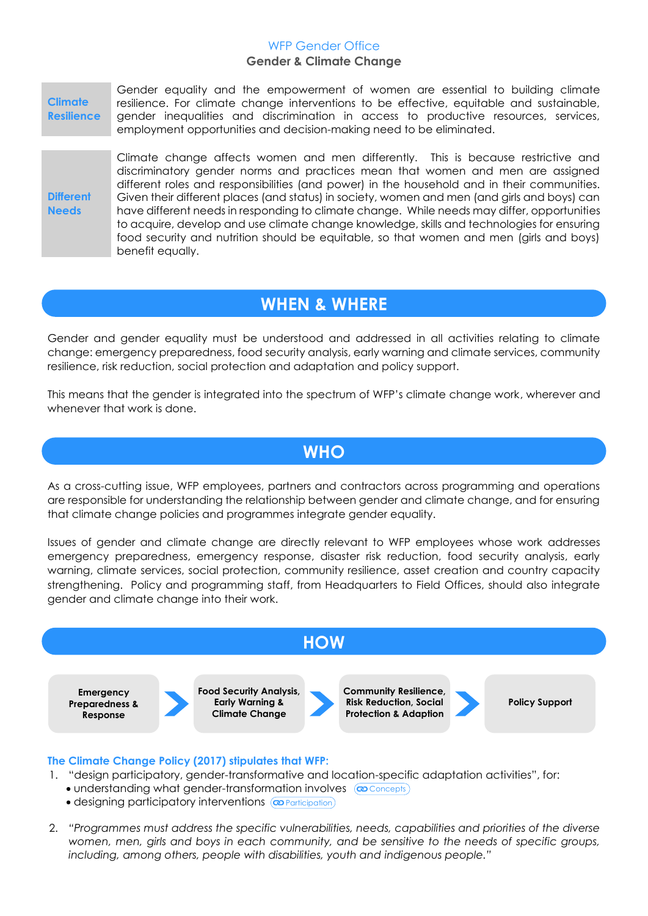WFP Gender Office

# Gender & Climate Change

| | |
|---|---|
| **Climate Resilience** | Gender equality and the empowerment of women are essential to building climate resilience. For climate change interventions to be effective, equitable and sustainable, gender inequalities and discrimination in access to productive resources, services, employment opportunities and decision-making need to be eliminated. |
| **Different Needs** | Climate change affects women and men differently. This is because restrictive and discriminatory gender norms and practices mean that women and men are assigned different roles and responsibilities (and power) in the household and in their communities. Given their different places (and status) in society, women and men (and girls and boys) can have different needs in responding to climate change. While needs may differ, opportunities to acquire, develop and use climate change knowledge, skills and technologies for ensuring food security and nutrition should be equitable, so that women and men (girls and boys) benefit equally. |

## WHEN & WHERE

Gender and gender equality must be understood and addressed in all activities relating to climate change: emergency preparedness, food security analysis, early warning and climate services, community resilience, risk reduction, social protection and adaptation and policy support.

This means that the gender is integrated into the spectrum of WFP's climate change work, wherever and whenever that work is done.

## WHO

As a cross-cutting issue, WFP employees, partners and contractors across programming and operations are responsible for understanding the relationship between gender and climate change, and for ensuring that climate change policies and programmes integrate gender equality.

Issues of gender and climate change are directly relevant to WFP employees whose work addresses emergency preparedness, emergency response, disaster risk reduction, food security analysis, early warning, climate services, social protection, community resilience, asset creation and country capacity strengthening. Policy and programming staff, from Headquarters to Field Offices, should also integrate gender and climate change into their work.

## HOW

**Emergency Preparedness & Response** → **Food Security Analysis, Early Warning & Climate Change** → **Community Resilience, Risk Reduction, Social Protection & Adaption** → **Policy Support**

**The Climate Change Policy (2017) stipulates that WFP:**

1. "design participatory, gender-transformative and location-specific adaptation activities", for:
   - understanding what gender-transformation involves (Concepts)
   - designing participatory interventions (Participation)

2. *"Programmes must address the specific vulnerabilities, needs, capabilities and priorities of the diverse women, men, girls and boys in each community, and be sensitive to the needs of specific groups, including, among others, people with disabilities, youth and indigenous people."*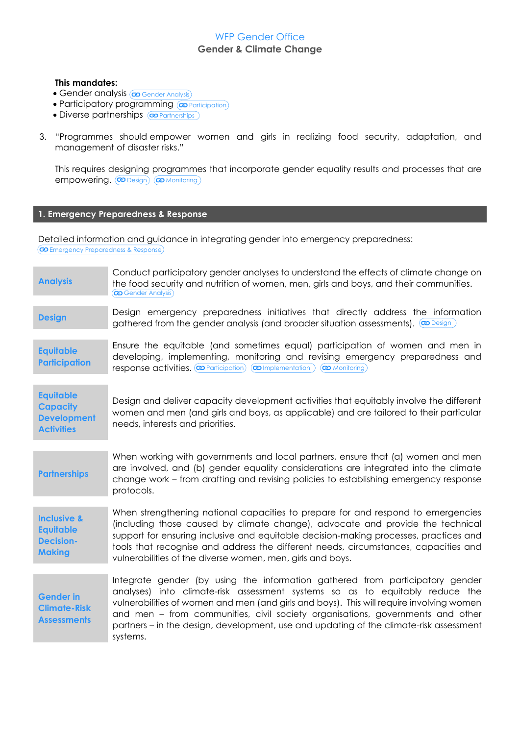WFP Gender Office
**Gender & Climate Change**

**This mandates:**

- Gender analysis (Gender Analysis)
- Participatory programming (Participation)
- Diverse partnerships (Partnerships)

3. "Programmes should empower women and girls in realizing food security, adaptation, and management of disaster risks."

   This requires designing programmes that incorporate gender equality results and processes that are empowering. (Design) (Monitoring)

## 1. Emergency Preparedness & Response

Detailed information and guidance in integrating gender into emergency preparedness: (Emergency Preparedness & Response)

| | |
|---|---|
| **Analysis** | Conduct participatory gender analyses to understand the effects of climate change on the food security and nutrition of women, men, girls and boys, and their communities. (Gender Analysis) |
| **Design** | Design emergency preparedness initiatives that directly address the information gathered from the gender analysis (and broader situation assessments). (Design) |
| **Equitable Participation** | Ensure the equitable (and sometimes equal) participation of women and men in developing, implementing, monitoring and revising emergency preparedness and response activities. (Participation) (Implementation) (Monitoring) |
| **Equitable Capacity Development Activities** | Design and deliver capacity development activities that equitably involve the different women and men (and girls and boys, as applicable) and are tailored to their particular needs, interests and priorities. |
| **Partnerships** | When working with governments and local partners, ensure that (a) women and men are involved, and (b) gender equality considerations are integrated into the climate change work – from drafting and revising policies to establishing emergency response protocols. |
| **Inclusive & Equitable Decision-Making** | When strengthening national capacities to prepare for and respond to emergencies (including those caused by climate change), advocate and provide the technical support for ensuring inclusive and equitable decision-making processes, practices and tools that recognise and address the different needs, circumstances, capacities and vulnerabilities of the diverse women, men, girls and boys. |
| **Gender in Climate-Risk Assessments** | Integrate gender (by using the information gathered from participatory gender analyses) into climate-risk assessment systems so as to equitably reduce the vulnerabilities of women and men (and girls and boys). This will require involving women and men – from communities, civil society organisations, governments and other partners – in the design, development, use and updating of the climate-risk assessment systems. |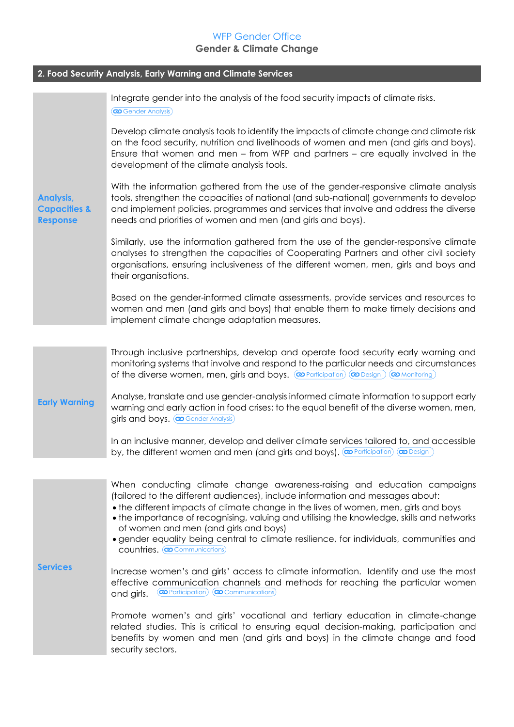## 2. Food Security Analysis, Early Warning and Climate Services

| | |
|---|---|
| **Analysis, Capacities & Response** | Integrate gender into the analysis of the food security impacts of climate risks. (Gender Analysis)<br><br>Develop climate analysis tools to identify the impacts of climate change and climate risk on the food security, nutrition and livelihoods of women and men (and girls and boys). Ensure that women and men – from WFP and partners – are equally involved in the development of the climate analysis tools.<br><br>With the information gathered from the use of the gender-responsive climate analysis tools, strengthen the capacities of national (and sub-national) governments to develop and implement policies, programmes and services that involve and address the diverse needs and priorities of women and men (and girls and boys).<br><br>Similarly, use the information gathered from the use of the gender-responsive climate analyses to strengthen the capacities of Cooperating Partners and other civil society organisations, ensuring inclusiveness of the different women, men, girls and boys and their organisations.<br><br>Based on the gender-informed climate assessments, provide services and resources to women and men (and girls and boys) that enable them to make timely decisions and implement climate change adaptation measures. |
| **Early Warning** | Through inclusive partnerships, develop and operate food security early warning and monitoring systems that involve and respond to the particular needs and circumstances of the diverse women, men, girls and boys. (Participation) (Design) (Monitoring)<br><br>Analyse, translate and use gender-analysis informed climate information to support early warning and early action in food crises; to the equal benefit of the diverse women, men, girls and boys. (Gender Analysis)<br><br>In an inclusive manner, develop and deliver climate services tailored to, and accessible by, the different women and men (and girls and boys). (Participation) (Design) |
| **Services** | When conducting climate change awareness-raising and education campaigns (tailored to the different audiences), include information and messages about:<br>• the different impacts of climate change in the lives of women, men, girls and boys<br>• the importance of recognising, valuing and utilising the knowledge, skills and networks of women and men (and girls and boys)<br>• gender equality being central to climate resilience, for individuals, communities and countries. (Communications)<br><br>Increase women's and girls' access to climate information. Identify and use the most effective communication channels and methods for reaching the particular women and girls. (Participation) (Communications)<br><br>Promote women's and girls' vocational and tertiary education in climate-change related studies. This is critical to ensuring equal decision-making, participation and benefits by women and men (and girls and boys) in the climate change and food security sectors. |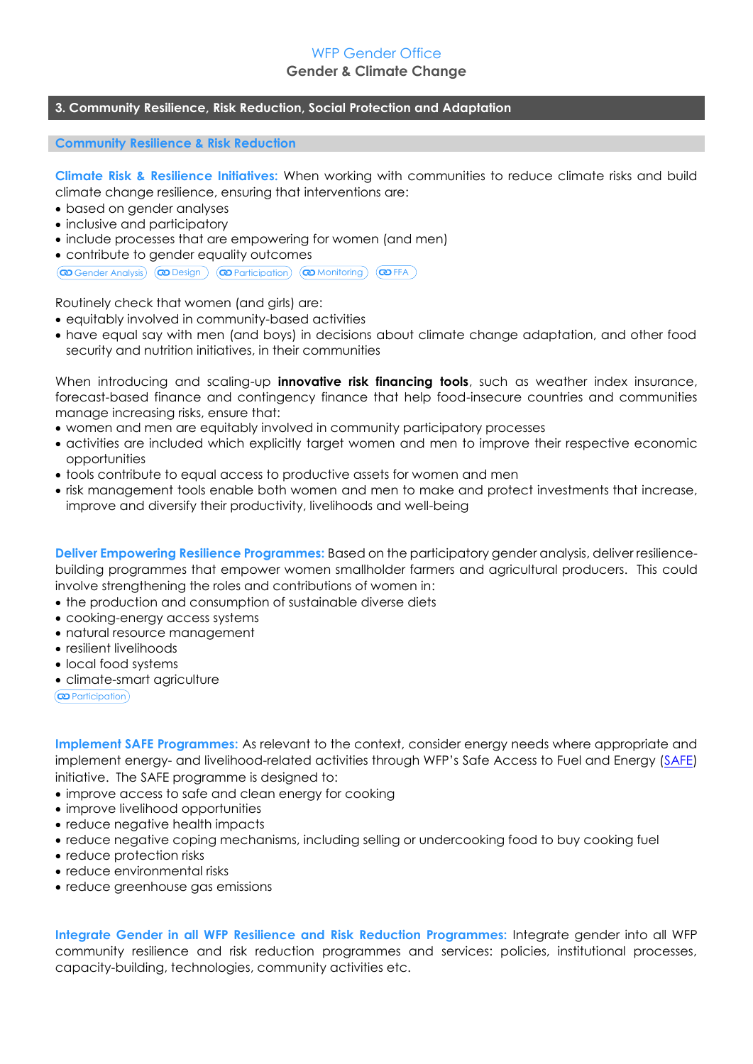## 3. Community Resilience, Risk Reduction, Social Protection and Adaptation

### Community Resilience & Risk Reduction

**Climate Risk & Resilience Initiatives:** When working with communities to reduce climate risks and build climate change resilience, ensuring that interventions are:

- based on gender analyses
- inclusive and participatory
- include processes that are empowering for women (and men)
- contribute to gender equality outcomes

Gender Analysis | Design | Participation | Monitoring | FFA

Routinely check that women (and girls) are:

- equitably involved in community-based activities
- have equal say with men (and boys) in decisions about climate change adaptation, and other food security and nutrition initiatives, in their communities

When introducing and scaling-up **innovative risk financing tools**, such as weather index insurance, forecast-based finance and contingency finance that help food-insecure countries and communities manage increasing risks, ensure that:

- women and men are equitably involved in community participatory processes
- activities are included which explicitly target women and men to improve their respective economic opportunities
- tools contribute to equal access to productive assets for women and men
- risk management tools enable both women and men to make and protect investments that increase, improve and diversify their productivity, livelihoods and well-being

**Deliver Empowering Resilience Programmes:** Based on the participatory gender analysis, deliver resilience-building programmes that empower women smallholder farmers and agricultural producers. This could involve strengthening the roles and contributions of women in:

- the production and consumption of sustainable diverse diets
- cooking-energy access systems
- natural resource management
- resilient livelihoods
- local food systems
- climate-smart agriculture

Participation

**Implement SAFE Programmes:** As relevant to the context, consider energy needs where appropriate and implement energy- and livelihood-related activities through WFP's Safe Access to Fuel and Energy (SAFE) initiative. The SAFE programme is designed to:

- improve access to safe and clean energy for cooking
- improve livelihood opportunities
- reduce negative health impacts
- reduce negative coping mechanisms, including selling or undercooking food to buy cooking fuel
- reduce protection risks
- reduce environmental risks
- reduce greenhouse gas emissions

**Integrate Gender in all WFP Resilience and Risk Reduction Programmes:** Integrate gender into all WFP community resilience and risk reduction programmes and services: policies, institutional processes, capacity-building, technologies, community activities etc.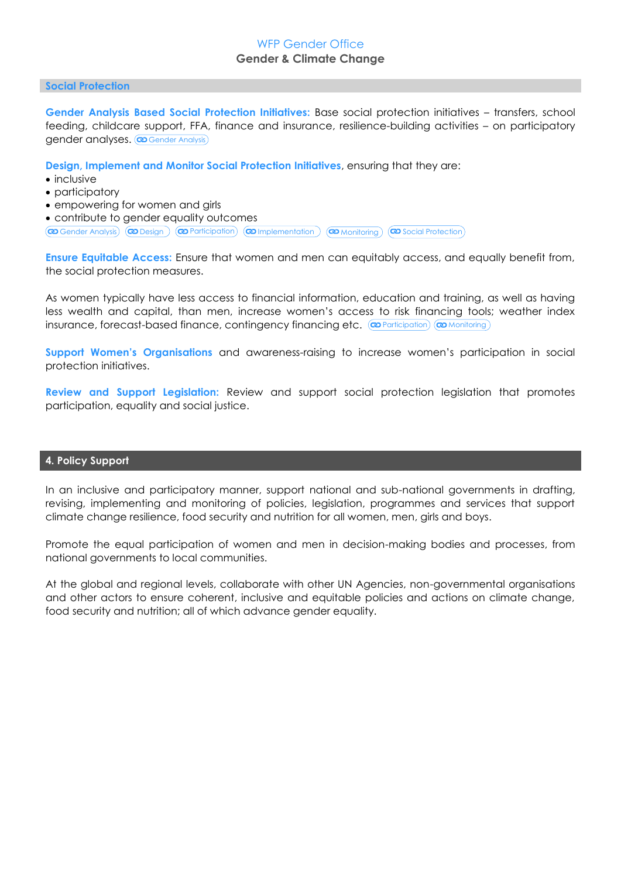## Social Protection

**Gender Analysis Based Social Protection Initiatives:** Base social protection initiatives – transfers, school feeding, childcare support, FFA, finance and insurance, resilience-building activities – on participatory gender analyses. Gender Analysis

**Design, Implement and Monitor Social Protection Initiatives**, ensuring that they are:

- inclusive
- participatory
- empowering for women and girls
- contribute to gender equality outcomes

Gender Analysis | Design | Participation | Implementation | Monitoring | Social Protection

**Ensure Equitable Access:** Ensure that women and men can equitably access, and equally benefit from, the social protection measures.

As women typically have less access to financial information, education and training, as well as having less wealth and capital, than men, increase women's access to risk financing tools; weather index insurance, forecast-based finance, contingency financing etc. Participation | Monitoring

**Support Women's Organisations** and awareness-raising to increase women's participation in social protection initiatives.

**Review and Support Legislation:** Review and support social protection legislation that promotes participation, equality and social justice.

## 4. Policy Support

In an inclusive and participatory manner, support national and sub-national governments in drafting, revising, implementing and monitoring of policies, legislation, programmes and services that support climate change resilience, food security and nutrition for all women, men, girls and boys.

Promote the equal participation of women and men in decision-making bodies and processes, from national governments to local communities.

At the global and regional levels, collaborate with other UN Agencies, non-governmental organisations and other actors to ensure coherent, inclusive and equitable policies and actions on climate change, food security and nutrition; all of which advance gender equality.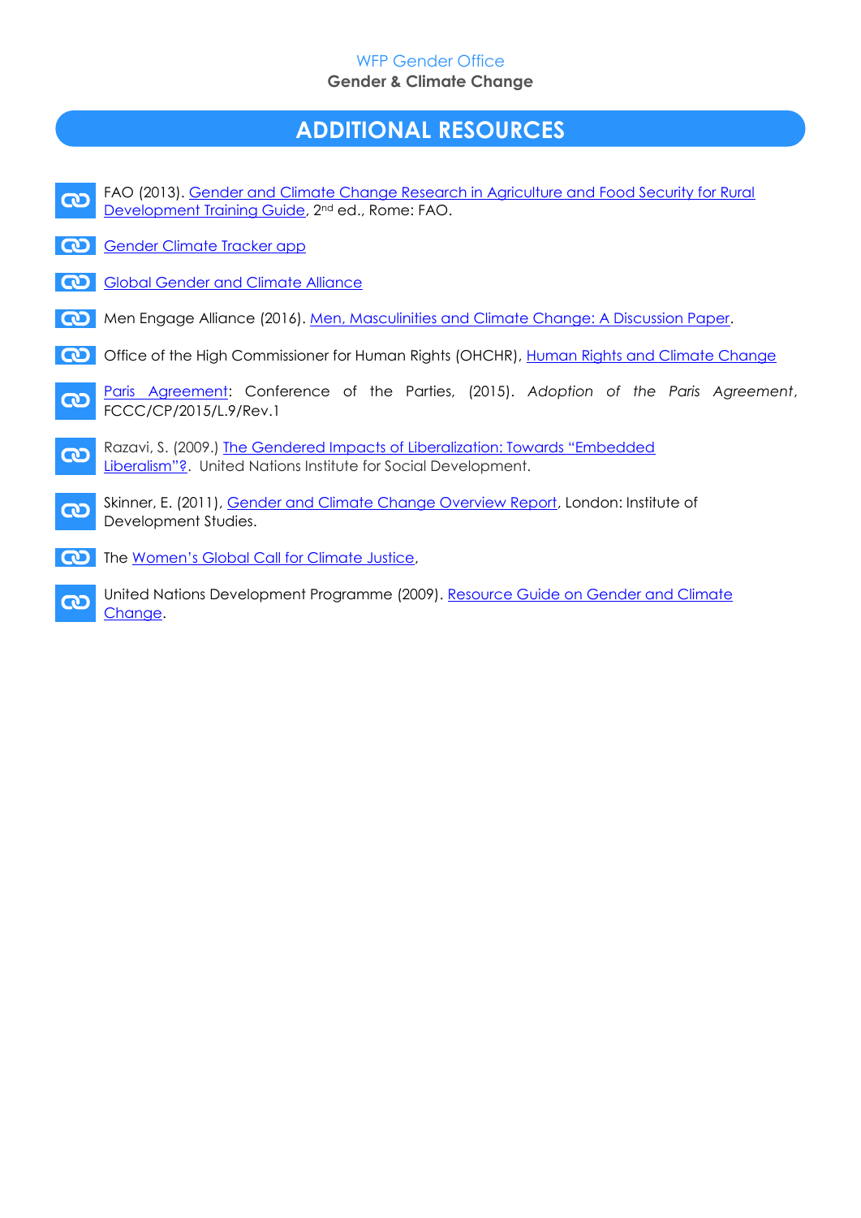## ADDITIONAL RESOURCES

- FAO (2013). Gender and Climate Change Research in Agriculture and Food Security for Rural Development Training Guide, 2nd ed., Rome: FAO.
- Gender Climate Tracker app
- Global Gender and Climate Alliance
- Men Engage Alliance (2016). Men, Masculinities and Climate Change: A Discussion Paper.
- Office of the High Commissioner for Human Rights (OHCHR), Human Rights and Climate Change
- Paris Agreement: Conference of the Parties, (2015). *Adoption of the Paris Agreement*, FCCC/CP/2015/L.9/Rev.1
- Razavi, S. (2009.) The Gendered Impacts of Liberalization: Towards "Embedded Liberalism"?. United Nations Institute for Social Development.
- Skinner, E. (2011), Gender and Climate Change Overview Report, London: Institute of Development Studies.
- The Women's Global Call for Climate Justice,
- United Nations Development Programme (2009). Resource Guide on Gender and Climate Change.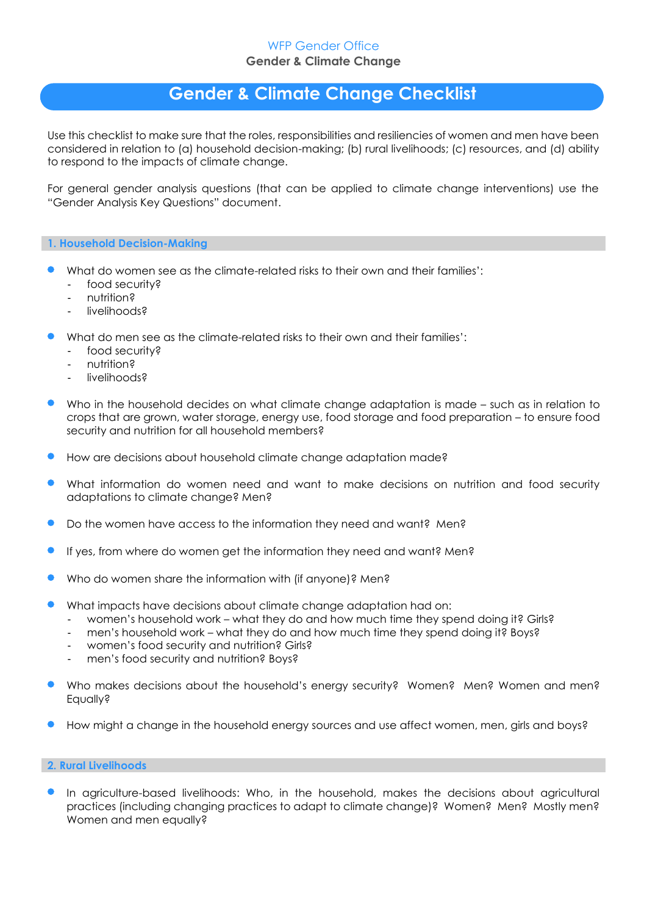WFP Gender Office

**Gender & Climate Change**

# Gender & Climate Change Checklist

Use this checklist to make sure that the roles, responsibilities and resiliencies of women and men have been considered in relation to (a) household decision-making; (b) rural livelihoods; (c) resources, and (d) ability to respond to the impacts of climate change.

For general gender analysis questions (that can be applied to climate change interventions) use the "Gender Analysis Key Questions" document.

## 1. Household Decision-Making

- What do women see as the climate-related risks to their own and their families':
  - food security?
  - nutrition?
  - livelihoods?
- What do men see as the climate-related risks to their own and their families':
  - food security?
  - nutrition?
  - livelihoods?
- Who in the household decides on what climate change adaptation is made – such as in relation to crops that are grown, water storage, energy use, food storage and food preparation – to ensure food security and nutrition for all household members?
- How are decisions about household climate change adaptation made?
- What information do women need and want to make decisions on nutrition and food security adaptations to climate change? Men?
- Do the women have access to the information they need and want? Men?
- If yes, from where do women get the information they need and want? Men?
- Who do women share the information with (if anyone)? Men?
- What impacts have decisions about climate change adaptation had on:
  - women's household work – what they do and how much time they spend doing it? Girls?
  - men's household work – what they do and how much time they spend doing it? Boys?
  - women's food security and nutrition? Girls?
  - men's food security and nutrition? Boys?
- Who makes decisions about the household's energy security? Women? Men? Women and men? Equally?
- How might a change in the household energy sources and use affect women, men, girls and boys?

## 2. Rural Livelihoods

- In agriculture-based livelihoods: Who, in the household, makes the decisions about agricultural practices (including changing practices to adapt to climate change)? Women? Men? Mostly men? Women and men equally?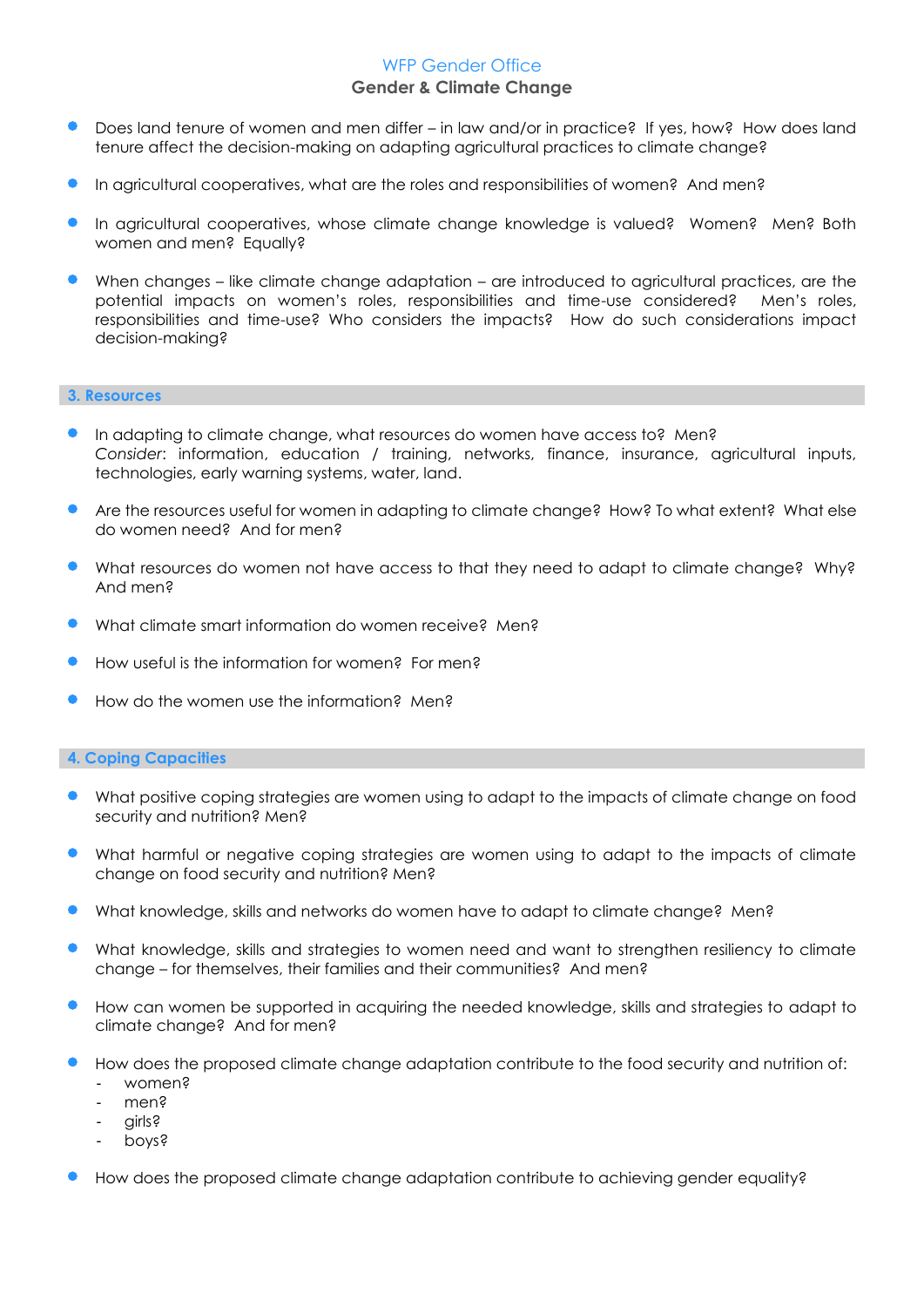WFP Gender Office

**Gender & Climate Change**

- Does land tenure of women and men differ – in law and/or in practice? If yes, how? How does land tenure affect the decision-making on adapting agricultural practices to climate change?
- In agricultural cooperatives, what are the roles and responsibilities of women? And men?
- In agricultural cooperatives, whose climate change knowledge is valued? Women? Men? Both women and men? Equally?
- When changes – like climate change adaptation – are introduced to agricultural practices, are the potential impacts on women's roles, responsibilities and time-use considered? Men's roles, responsibilities and time-use? Who considers the impacts? How do such considerations impact decision-making?

## 3. Resources

- In adapting to climate change, what resources do women have access to? Men?
  *Consider*: information, education / training, networks, finance, insurance, agricultural inputs, technologies, early warning systems, water, land.
- Are the resources useful for women in adapting to climate change? How? To what extent? What else do women need? And for men?
- What resources do women not have access to that they need to adapt to climate change? Why? And men?
- What climate smart information do women receive? Men?
- How useful is the information for women? For men?
- How do the women use the information? Men?

## 4. Coping Capacities

- What positive coping strategies are women using to adapt to the impacts of climate change on food security and nutrition? Men?
- What harmful or negative coping strategies are women using to adapt to the impacts of climate change on food security and nutrition? Men?
- What knowledge, skills and networks do women have to adapt to climate change? Men?
- What knowledge, skills and strategies to women need and want to strengthen resiliency to climate change – for themselves, their families and their communities? And men?
- How can women be supported in acquiring the needed knowledge, skills and strategies to adapt to climate change? And for men?
- How does the proposed climate change adaptation contribute to the food security and nutrition of:
  - women?
  - men?
  - girls?
  - boys?
- How does the proposed climate change adaptation contribute to achieving gender equality?